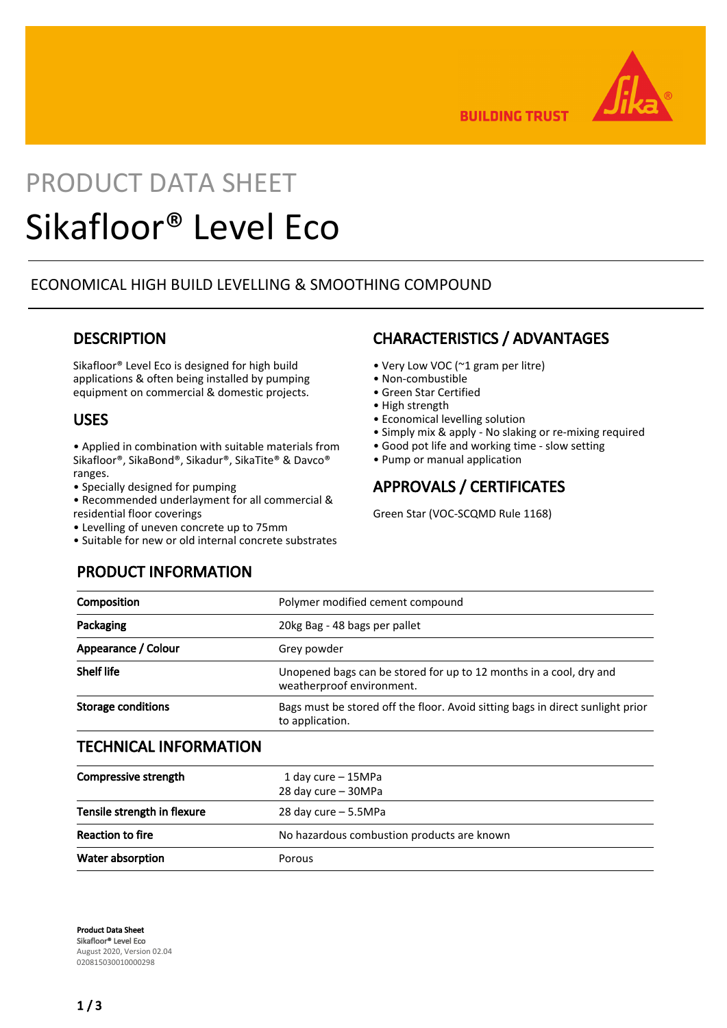PRODUCT DATA SHEET

# Sikafloor® Level Eco

ECONOMICAL HIGH BUILD LEVELLING & SMOOTHING COMPOUND

## DESCRIPTION

Sikafloor® Level Eco is designed for high build applications & often being installed by pumping equipment on commercial & domestic projects.

## USES

- Applied in combination with suitable materials from Sikafloor®, SikaBond®, Sikadur®, SikaTite® & Davco® ranges.
- Specially designed for pumping
- Recommended underlayment for all commercial & residential floor coverings
- Levelling of uneven concrete up to 75mm
- Suitable for new or old internal concrete substrates

## CHARACTERISTICS / ADVANTAGES

- Very Low VOC (~1 gram per litre)
- Non-combustible
- Green Star Certified
- High strength
- Economical levelling solution
- Simply mix & apply - No slaking or re-mixing required
- Good pot life and working time - slow setting
- Pump or manual application

## APPROVALS / CERTIFICATES

Green Star (VOC-SCQMD Rule 1168)

## PRODUCT INFORMATION

| | |
|---|---|
| **Composition** | Polymer modified cement compound |
| **Packaging** | 20kg Bag - 48 bags per pallet |
| **Appearance / Colour** | Grey powder |
| **Shelf life** | Unopened bags can be stored for up to 12 months in a cool, dry and weatherproof environment. |
| **Storage conditions** | Bags must be stored off the floor. Avoid sitting bags in direct sunlight prior to application. |

## TECHNICAL INFORMATION

| | |
|---|---|
| **Compressive strength** | 1 day cure – 15MPa<br>28 day cure – 30MPa |
| **Tensile strength in flexure** | 28 day cure – 5.5MPa |
| **Reaction to fire** | No hazardous combustion products are known |
| **Water absorption** | Porous |

**Product Data Sheet**
Sikafloor® Level Eco
August 2020, Version 02.04
020815030010000298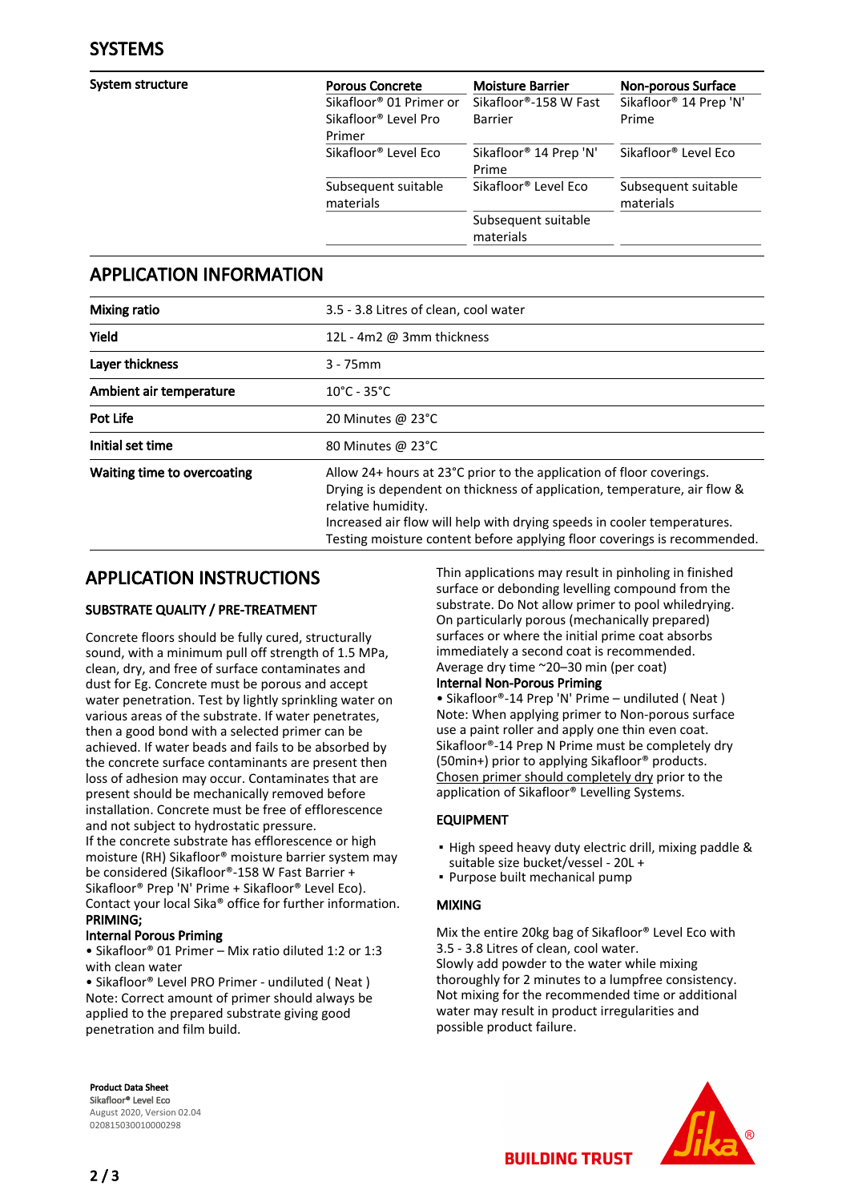## SYSTEMS

| System structure | Porous Concrete | Moisture Barrier | Non-porous Surface |
|---|---|---|---|
| | Sikafloor® 01 Primer or Sikafloor® Level Pro Primer | Sikafloor®-158 W Fast Barrier | Sikafloor® 14 Prep 'N' Prime |
| | Sikafloor® Level Eco | Sikafloor® 14 Prep 'N' Prime | Sikafloor® Level Eco |
| | Subsequent suitable materials | Sikafloor® Level Eco | Subsequent suitable materials |
| | | Subsequent suitable materials | |

## APPLICATION INFORMATION

| | |
|---|---|
| **Mixing ratio** | 3.5 - 3.8 Litres of clean, cool water |
| **Yield** | 12L - 4m2 @ 3mm thickness |
| **Layer thickness** | 3 - 75mm |
| **Ambient air temperature** | 10°C - 35°C |
| **Pot Life** | 20 Minutes @ 23°C |
| **Initial set time** | 80 Minutes @ 23°C |
| **Waiting time to overcoating** | Allow 24+ hours at 23°C prior to the application of floor coverings. Drying is dependent on thickness of application, temperature, air flow & relative humidity. Increased air flow will help with drying speeds in cooler temperatures. Testing moisture content before applying floor coverings is recommended. |

## APPLICATION INSTRUCTIONS

### SUBSTRATE QUALITY / PRE-TREATMENT

Concrete floors should be fully cured, structurally sound, with a minimum pull off strength of 1.5 MPa, clean, dry, and free of surface contaminates and dust for Eg. Concrete must be porous and accept water penetration. Test by lightly sprinkling water on various areas of the substrate. If water penetrates, then a good bond with a selected primer can be achieved. If water beads and fails to be absorbed by the concrete surface contaminants are present then loss of adhesion may occur. Contaminates that are present should be mechanically removed before installation. Concrete must be free of efflorescence and not subject to hydrostatic pressure.
If the concrete substrate has efflorescence or high moisture (RH) Sikafloor® moisture barrier system may be considered (Sikafloor®-158 W Fast Barrier + Sikafloor® Prep 'N' Prime + Sikafloor® Level Eco). Contact your local Sika® office for further information.

**PRIMING;**

**Internal Porous Priming**

• Sikafloor® 01 Primer – Mix ratio diluted 1:2 or 1:3 with clean water

• Sikafloor® Level PRO Primer - undiluted ( Neat )

Note: Correct amount of primer should always be applied to the prepared substrate giving good penetration and film build.

Thin applications may result in pinholing in finished surface or debonding levelling compound from the substrate. Do Not allow primer to pool whiledrying. On particularly porous (mechanically prepared) surfaces or where the initial prime coat absorbs immediately a second coat is recommended.
Average dry time ~20–30 min (per coat)

**Internal Non-Porous Priming**

• Sikafloor®-14 Prep 'N' Prime – undiluted ( Neat )

Note: When applying primer to Non-porous surface use a paint roller and apply one thin even coat. Sikafloor®-14 Prep N Prime must be completely dry (50min+) prior to applying Sikafloor® products.
Chosen primer should completely dry prior to the application of Sikafloor® Levelling Systems.

### EQUIPMENT

- High speed heavy duty electric drill, mixing paddle & suitable size bucket/vessel - 20L +
- Purpose built mechanical pump

### MIXING

Mix the entire 20kg bag of Sikafloor® Level Eco with 3.5 - 3.8 Litres of clean, cool water.
Slowly add powder to the water while mixing thoroughly for 2 minutes to a lumpfree consistency. Not mixing for the recommended time or additional water may result in product irregularities and possible product failure.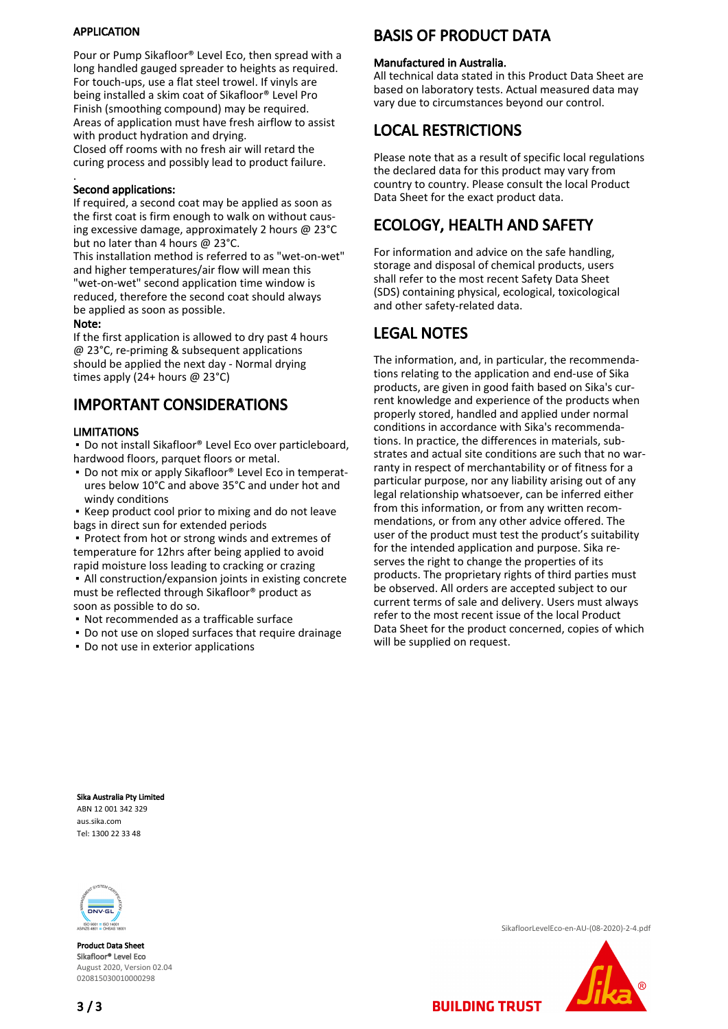### APPLICATION

Pour or Pump Sikafloor® Level Eco, then spread with a long handled gauged spreader to heights as required. For touch-ups, use a flat steel trowel. If vinyls are being installed a skim coat of Sikafloor® Level Pro Finish (smoothing compound) may be required.
Areas of application must have fresh airflow to assist with product hydration and drying.
Closed off rooms with no fresh air will retard the curing process and possibly lead to product failure.

.

**Second applications:**
If required, a second coat may be applied as soon as the first coat is firm enough to walk on without causing excessive damage, approximately 2 hours @ 23°C but no later than 4 hours @ 23°C.
This installation method is referred to as "wet-on-wet" and higher temperatures/air flow will mean this "wet-on-wet" second application time window is reduced, therefore the second coat should always be applied as soon as possible.

**Note:**
If the first application is allowed to dry past 4 hours @ 23°C, re-priming & subsequent applications should be applied the next day - Normal drying times apply (24+ hours @ 23°C)

## IMPORTANT CONSIDERATIONS

### LIMITATIONS

- Do not install Sikafloor® Level Eco over particleboard, hardwood floors, parquet floors or metal.
- Do not mix or apply Sikafloor® Level Eco in temperatures below 10°C and above 35°C and under hot and windy conditions
- Keep product cool prior to mixing and do not leave bags in direct sun for extended periods
- Protect from hot or strong winds and extremes of temperature for 12hrs after being applied to avoid rapid moisture loss leading to cracking or crazing
- All construction/expansion joints in existing concrete must be reflected through Sikafloor® product as soon as possible to do so.
- Not recommended as a trafficable surface
- Do not use on sloped surfaces that require drainage
- Do not use in exterior applications

## BASIS OF PRODUCT DATA

**Manufactured in Australia.**
All technical data stated in this Product Data Sheet are based on laboratory tests. Actual measured data may vary due to circumstances beyond our control.

## LOCAL RESTRICTIONS

Please note that as a result of specific local regulations the declared data for this product may vary from country to country. Please consult the local Product Data Sheet for the exact product data.

## ECOLOGY, HEALTH AND SAFETY

For information and advice on the safe handling, storage and disposal of chemical products, users shall refer to the most recent Safety Data Sheet (SDS) containing physical, ecological, toxicological and other safety-related data.

## LEGAL NOTES

The information, and, in particular, the recommendations relating to the application and end-use of Sika products, are given in good faith based on Sika's current knowledge and experience of the products when properly stored, handled and applied under normal conditions in accordance with Sika's recommendations. In practice, the differences in materials, substrates and actual site conditions are such that no warranty in respect of merchantability or of fitness for a particular purpose, nor any liability arising out of any legal relationship whatsoever, can be inferred either from this information, or from any written recommendations, or from any other advice offered. The user of the product must test the product's suitability for the intended application and purpose. Sika reserves the right to change the properties of its products. The proprietary rights of third parties must be observed. All orders are accepted subject to our current terms of sale and delivery. Users must always refer to the most recent issue of the local Product Data Sheet for the product concerned, copies of which will be supplied on request.

**Sika Australia Pty Limited**
ABN 12 001 342 329
aus.sika.com
Tel: 1300 22 33 48

**Product Data Sheet**
**Sikafloor® Level Eco**
August 2020, Version 02.04
020815030010000298

SikafloorLevelEco-en-AU-(08-2020)-2-4.pdf

BUILDING TRUST